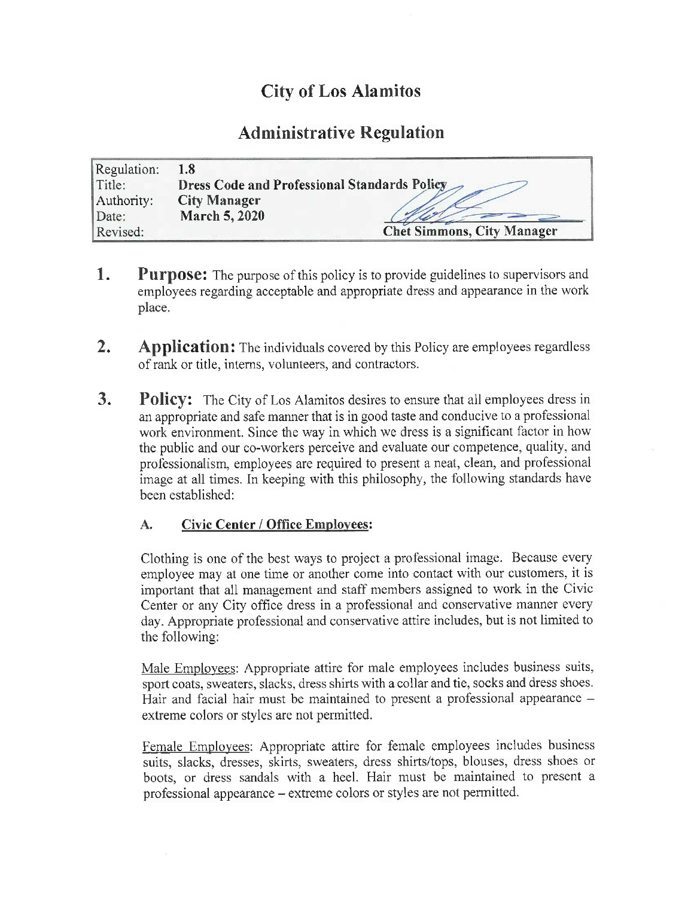# City of Los Alamitos

## Administrative Regulation

| | |
|---|---|
| Regulation: | **1.8** |
| Title: | **Dress Code and Professional Standards Policy** |
| Authority: | **City Manager** |
| Date: | **March 5, 2020** |
| Revised: | **Chet Simmons, City Manager** |

1. **Purpose:** The purpose of this policy is to provide guidelines to supervisors and employees regarding acceptable and appropriate dress and appearance in the work place.

2. **Application:** The individuals covered by this Policy are employees regardless of rank or title, interns, volunteers, and contractors.

3. **Policy:** The City of Los Alamitos desires to ensure that all employees dress in an appropriate and safe manner that is in good taste and conducive to a professional work environment. Since the way in which we dress is a significant factor in how the public and our co-workers perceive and evaluate our competence, quality, and professionalism, employees are required to present a neat, clean, and professional image at all times. In keeping with this philosophy, the following standards have been established:

   **A. Civic Center / Office Employees:**

   Clothing is one of the best ways to project a professional image. Because every employee may at one time or another come into contact with our customers, it is important that all management and staff members assigned to work in the Civic Center or any City office dress in a professional and conservative manner every day. Appropriate professional and conservative attire includes, but is not limited to the following:

   Male Employees: Appropriate attire for male employees includes business suits, sport coats, sweaters, slacks, dress shirts with a collar and tie, socks and dress shoes. Hair and facial hair must be maintained to present a professional appearance – extreme colors or styles are not permitted.

   Female Employees: Appropriate attire for female employees includes business suits, slacks, dresses, skirts, sweaters, dress shirts/tops, blouses, dress shoes or boots, or dress sandals with a heel. Hair must be maintained to present a professional appearance – extreme colors or styles are not permitted.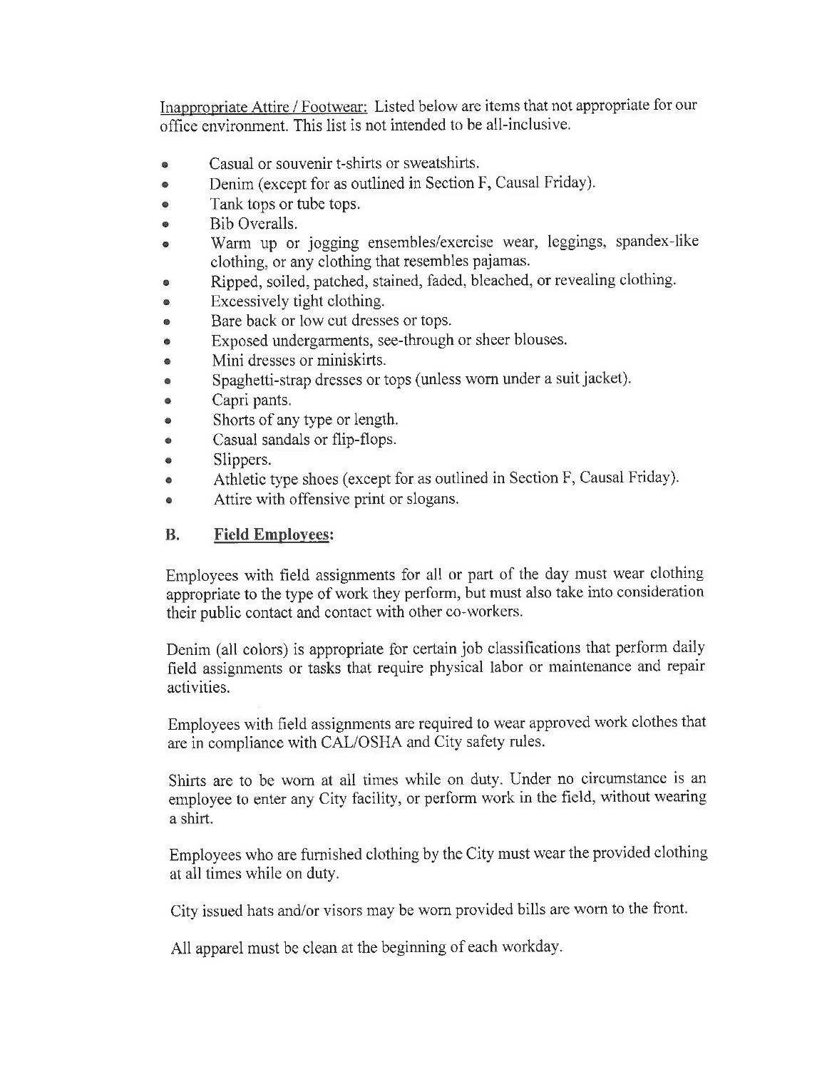Inappropriate Attire / Footwear: Listed below are items that not appropriate for our office environment. This list is not intended to be all-inclusive.

- Casual or souvenir t-shirts or sweatshirts.
- Denim (except for as outlined in Section F, Causal Friday).
- Tank tops or tube tops.
- Bib Overalls.
- Warm up or jogging ensembles/exercise wear, leggings, spandex-like clothing, or any clothing that resembles pajamas.
- Ripped, soiled, patched, stained, faded, bleached, or revealing clothing.
- Excessively tight clothing.
- Bare back or low cut dresses or tops.
- Exposed undergarments, see-through or sheer blouses.
- Mini dresses or miniskirts.
- Spaghetti-strap dresses or tops (unless worn under a suit jacket).
- Capri pants.
- Shorts of any type or length.
- Casual sandals or flip-flops.
- Slippers.
- Athletic type shoes (except for as outlined in Section F, Causal Friday).
- Attire with offensive print or slogans.

## B. **Field Employees:**

Employees with field assignments for all or part of the day must wear clothing appropriate to the type of work they perform, but must also take into consideration their public contact and contact with other co-workers.

Denim (all colors) is appropriate for certain job classifications that perform daily field assignments or tasks that require physical labor or maintenance and repair activities.

Employees with field assignments are required to wear approved work clothes that are in compliance with CAL/OSHA and City safety rules.

Shirts are to be worn at all times while on duty. Under no circumstance is an employee to enter any City facility, or perform work in the field, without wearing a shirt.

Employees who are furnished clothing by the City must wear the provided clothing at all times while on duty.

City issued hats and/or visors may be worn provided bills are worn to the front.

All apparel must be clean at the beginning of each workday.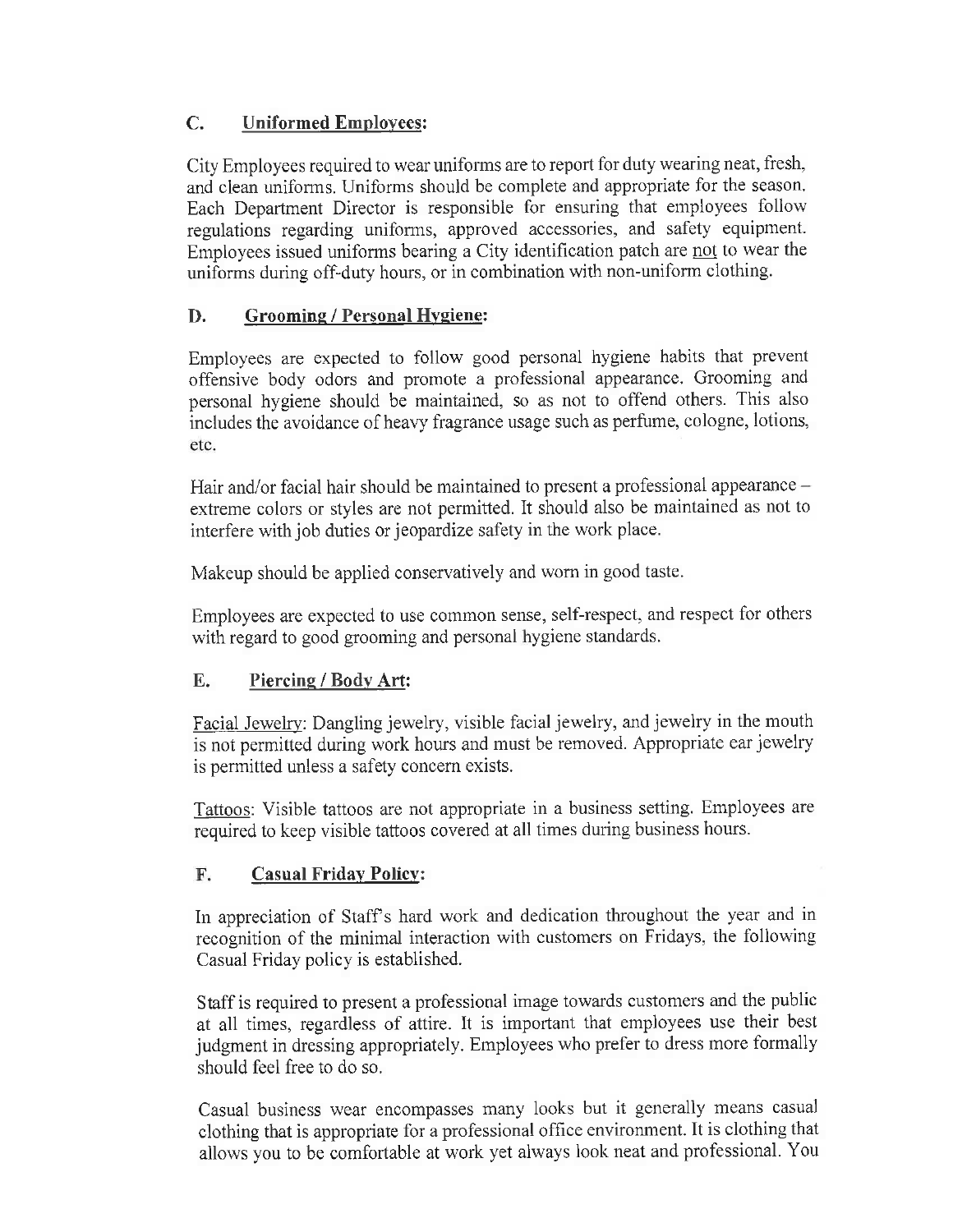## C. <u>Uniformed Employees</u>:

City Employees required to wear uniforms are to report for duty wearing neat, fresh, and clean uniforms. Uniforms should be complete and appropriate for the season. Each Department Director is responsible for ensuring that employees follow regulations regarding uniforms, approved accessories, and safety equipment. Employees issued uniforms bearing a City identification patch are <u>not</u> to wear the uniforms during off-duty hours, or in combination with non-uniform clothing.

## D. <u>Grooming / Personal Hygiene</u>:

Employees are expected to follow good personal hygiene habits that prevent offensive body odors and promote a professional appearance. Grooming and personal hygiene should be maintained, so as not to offend others. This also includes the avoidance of heavy fragrance usage such as perfume, cologne, lotions, etc.

Hair and/or facial hair should be maintained to present a professional appearance – extreme colors or styles are not permitted. It should also be maintained as not to interfere with job duties or jeopardize safety in the work place.

Makeup should be applied conservatively and worn in good taste.

Employees are expected to use common sense, self-respect, and respect for others with regard to good grooming and personal hygiene standards.

## E. <u>Piercing / Body Art</u>:

<u>Facial Jewelry</u>: Dangling jewelry, visible facial jewelry, and jewelry in the mouth is not permitted during work hours and must be removed. Appropriate ear jewelry is permitted unless a safety concern exists.

<u>Tattoos</u>: Visible tattoos are not appropriate in a business setting. Employees are required to keep visible tattoos covered at all times during business hours.

## F. <u>Casual Friday Policy</u>:

In appreciation of Staff's hard work and dedication throughout the year and in recognition of the minimal interaction with customers on Fridays, the following Casual Friday policy is established.

Staff is required to present a professional image towards customers and the public at all times, regardless of attire. It is important that employees use their best judgment in dressing appropriately. Employees who prefer to dress more formally should feel free to do so.

Casual business wear encompasses many looks but it generally means casual clothing that is appropriate for a professional office environment. It is clothing that allows you to be comfortable at work yet always look neat and professional. You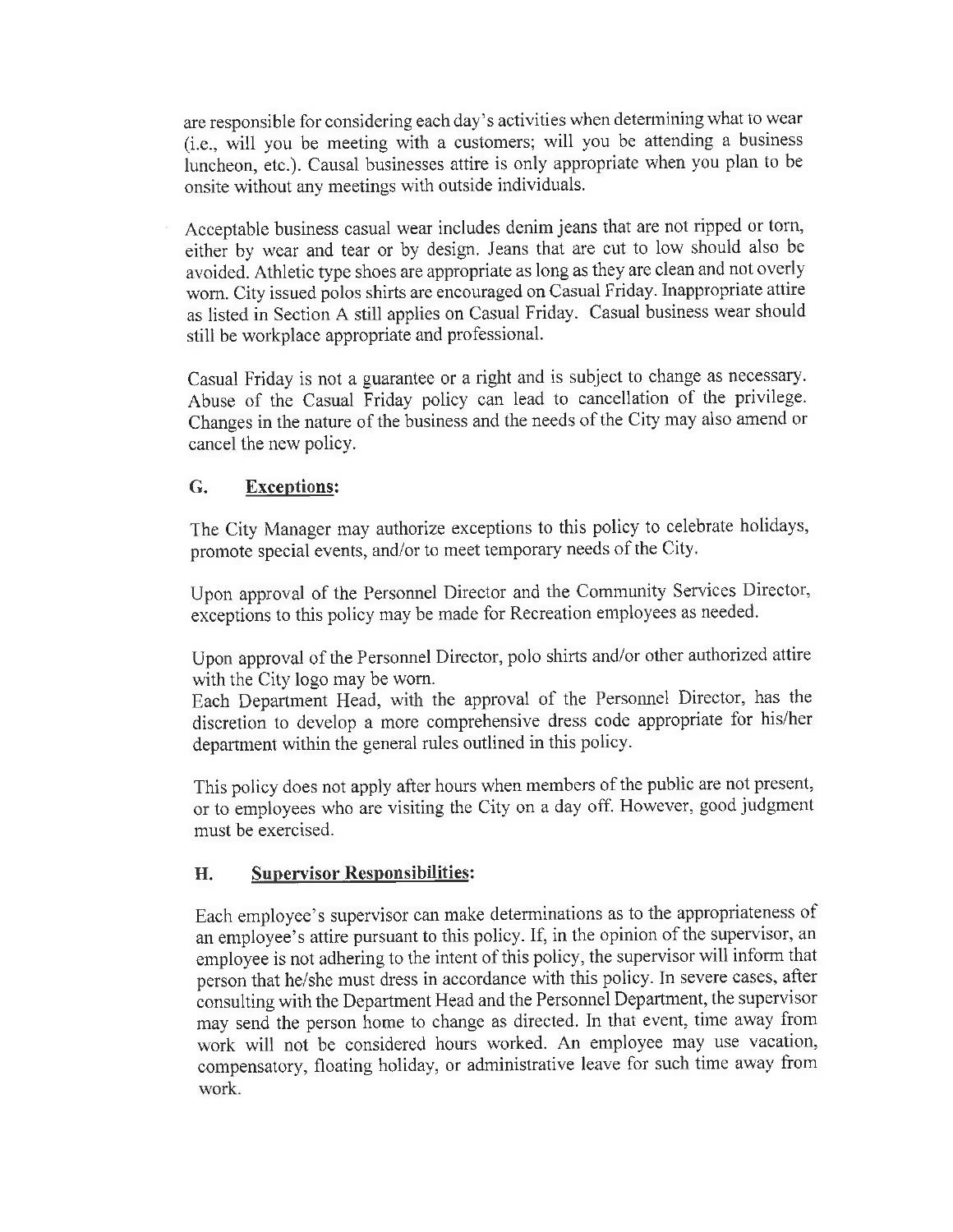are responsible for considering each day's activities when determining what to wear (i.e., will you be meeting with a customers; will you be attending a business luncheon, etc.). Causal businesses attire is only appropriate when you plan to be onsite without any meetings with outside individuals.

Acceptable business casual wear includes denim jeans that are not ripped or torn, either by wear and tear or by design. Jeans that are cut to low should also be avoided. Athletic type shoes are appropriate as long as they are clean and not overly worn. City issued polos shirts are encouraged on Casual Friday. Inappropriate attire as listed in Section A still applies on Casual Friday. Casual business wear should still be workplace appropriate and professional.

Casual Friday is not a guarantee or a right and is subject to change as necessary. Abuse of the Casual Friday policy can lead to cancellation of the privilege. Changes in the nature of the business and the needs of the City may also amend or cancel the new policy.

## G. Exceptions:

The City Manager may authorize exceptions to this policy to celebrate holidays, promote special events, and/or to meet temporary needs of the City.

Upon approval of the Personnel Director and the Community Services Director, exceptions to this policy may be made for Recreation employees as needed.

Upon approval of the Personnel Director, polo shirts and/or other authorized attire with the City logo may be worn.
Each Department Head, with the approval of the Personnel Director, has the discretion to develop a more comprehensive dress code appropriate for his/her department within the general rules outlined in this policy.

This policy does not apply after hours when members of the public are not present, or to employees who are visiting the City on a day off. However, good judgment must be exercised.

## H. Supervisor Responsibilities:

Each employee's supervisor can make determinations as to the appropriateness of an employee's attire pursuant to this policy. If, in the opinion of the supervisor, an employee is not adhering to the intent of this policy, the supervisor will inform that person that he/she must dress in accordance with this policy. In severe cases, after consulting with the Department Head and the Personnel Department, the supervisor may send the person home to change as directed. In that event, time away from work will not be considered hours worked. An employee may use vacation, compensatory, floating holiday, or administrative leave for such time away from work.